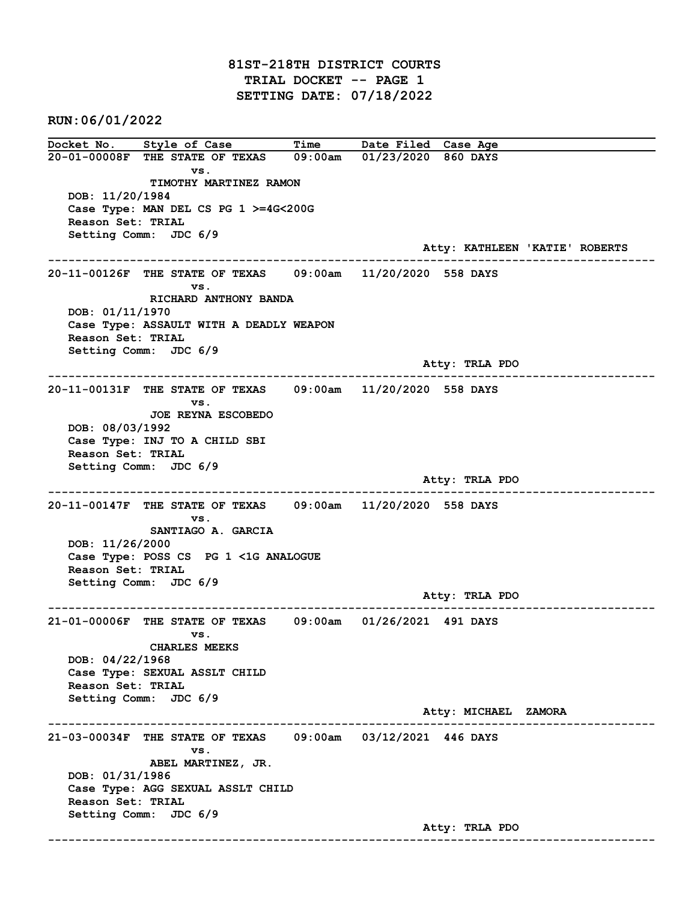# 81ST-218TH DISTRICT COURTS
## TRIAL DOCKET -- PAGE 1
## SETTING DATE: 07/18/2022

**RUN:06/01/2022**

| Docket No. | Style of Case | Time | Date Filed | Case Age |
|---|---|---|---|---|

**20-01-00008F** THE STATE OF TEXAS vs. TIMOTHY MARTINEZ RAMON — 09:00am — 01/23/2020 — 860 DAYS

DOB: 11/20/1984
Case Type: MAN DEL CS PG 1 >=4G<200G
Reason Set: TRIAL
Setting Comm: JDC 6/9
Atty: KATHLEEN 'KATIE' ROBERTS

---

**20-11-00126F** THE STATE OF TEXAS vs. RICHARD ANTHONY BANDA — 09:00am — 11/20/2020 — 558 DAYS

DOB: 01/11/1970
Case Type: ASSAULT WITH A DEADLY WEAPON
Reason Set: TRIAL
Setting Comm: JDC 6/9
Atty: TRLA PDO

---

**20-11-00131F** THE STATE OF TEXAS vs. JOE REYNA ESCOBEDO — 09:00am — 11/20/2020 — 558 DAYS

DOB: 08/03/1992
Case Type: INJ TO A CHILD SBI
Reason Set: TRIAL
Setting Comm: JDC 6/9
Atty: TRLA PDO

---

**20-11-00147F** THE STATE OF TEXAS vs. SANTIAGO A. GARCIA — 09:00am — 11/20/2020 — 558 DAYS

DOB: 11/26/2000
Case Type: POSS CS PG 1 <1G ANALOGUE
Reason Set: TRIAL
Setting Comm: JDC 6/9
Atty: TRLA PDO

---

**21-01-00006F** THE STATE OF TEXAS vs. CHARLES MEEKS — 09:00am — 01/26/2021 — 491 DAYS

DOB: 04/22/1968
Case Type: SEXUAL ASSLT CHILD
Reason Set: TRIAL
Setting Comm: JDC 6/9
Atty: MICHAEL ZAMORA

---

**21-03-00034F** THE STATE OF TEXAS vs. ABEL MARTINEZ, JR. — 09:00am — 03/12/2021 — 446 DAYS

DOB: 01/31/1986
Case Type: AGG SEXUAL ASSLT CHILD
Reason Set: TRIAL
Setting Comm: JDC 6/9
Atty: TRLA PDO

---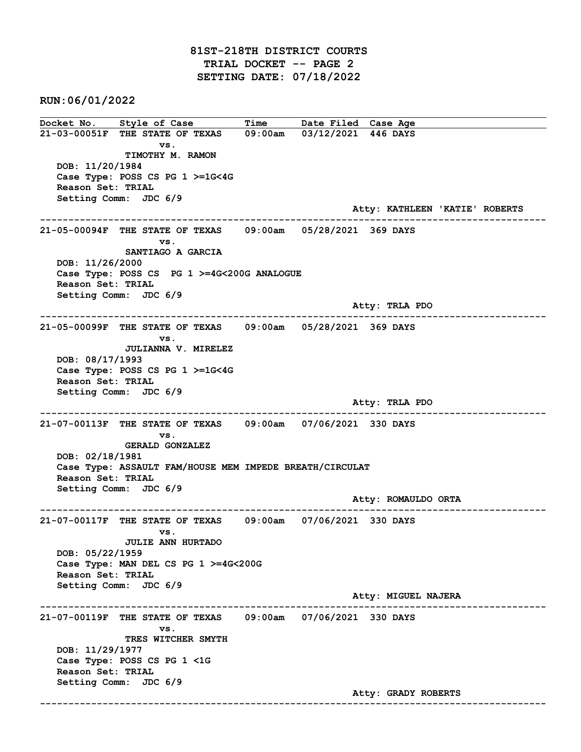# 81ST-218TH DISTRICT COURTS
## TRIAL DOCKET -- PAGE 2
## SETTING DATE: 07/18/2022

**RUN:06/01/2022**

| Docket No. | Style of Case | Time | Date Filed | Case Age |
|---|---|---|---|---|

---

**21-03-00051F** THE STATE OF TEXAS 09:00am 03/12/2021 446 DAYS
vs.
TIMOTHY M. RAMON
DOB: 11/20/1984
Case Type: POSS CS PG 1 >=1G<4G
Reason Set: TRIAL
Setting Comm: JDC 6/9
Atty: KATHLEEN 'KATIE' ROBERTS

---

**21-05-00094F** THE STATE OF TEXAS 09:00am 05/28/2021 369 DAYS
vs.
SANTIAGO A GARCIA
DOB: 11/26/2000
Case Type: POSS CS PG 1 >=4G<200G ANALOGUE
Reason Set: TRIAL
Setting Comm: JDC 6/9
Atty: TRLA PDO

---

**21-05-00099F** THE STATE OF TEXAS 09:00am 05/28/2021 369 DAYS
vs.
JULIANNA V. MIRELEZ
DOB: 08/17/1993
Case Type: POSS CS PG 1 >=1G<4G
Reason Set: TRIAL
Setting Comm: JDC 6/9
Atty: TRLA PDO

---

**21-07-00113F** THE STATE OF TEXAS 09:00am 07/06/2021 330 DAYS
vs.
GERALD GONZALEZ
DOB: 02/18/1981
Case Type: ASSAULT FAM/HOUSE MEM IMPEDE BREATH/CIRCULAT
Reason Set: TRIAL
Setting Comm: JDC 6/9
Atty: ROMAULDO ORTA

---

**21-07-00117F** THE STATE OF TEXAS 09:00am 07/06/2021 330 DAYS
vs.
JULIE ANN HURTADO
DOB: 05/22/1959
Case Type: MAN DEL CS PG 1 >=4G<200G
Reason Set: TRIAL
Setting Comm: JDC 6/9
Atty: MIGUEL NAJERA

---

**21-07-00119F** THE STATE OF TEXAS 09:00am 07/06/2021 330 DAYS
vs.
TRES WITCHER SMYTH
DOB: 11/29/1977
Case Type: POSS CS PG 1 <1G
Reason Set: TRIAL
Setting Comm: JDC 6/9
Atty: GRADY ROBERTS

---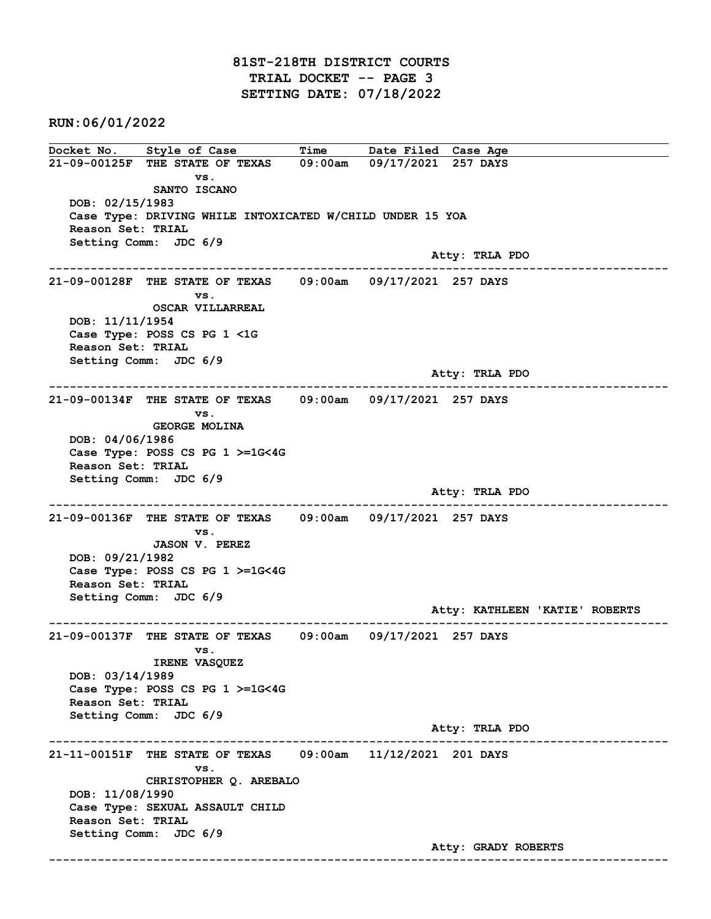# 81ST-218TH DISTRICT COURTS
## TRIAL DOCKET -- PAGE 3
## SETTING DATE: 07/18/2022

**RUN:06/01/2022**

| Docket No. | Style of Case | Time | Date Filed | Case Age |
|---|---|---|---|---|
| 21-09-00125F | THE STATE OF TEXAS vs. SANTO ISCANO | 09:00am | 09/17/2021 | 257 DAYS |

DOB: 02/15/1983
Case Type: DRIVING WHILE INTOXICATED W/CHILD UNDER 15 YOA
Reason Set: TRIAL
Setting Comm: JDC 6/9
Atty: TRLA PDO

---

| Docket No. | Style of Case | Time | Date Filed | Case Age |
|---|---|---|---|---|
| 21-09-00128F | THE STATE OF TEXAS vs. OSCAR VILLARREAL | 09:00am | 09/17/2021 | 257 DAYS |

DOB: 11/11/1954
Case Type: POSS CS PG 1 <1G
Reason Set: TRIAL
Setting Comm: JDC 6/9
Atty: TRLA PDO

---

| Docket No. | Style of Case | Time | Date Filed | Case Age |
|---|---|---|---|---|
| 21-09-00134F | THE STATE OF TEXAS vs. GEORGE MOLINA | 09:00am | 09/17/2021 | 257 DAYS |

DOB: 04/06/1986
Case Type: POSS CS PG 1 >=1G<4G
Reason Set: TRIAL
Setting Comm: JDC 6/9
Atty: TRLA PDO

---

| Docket No. | Style of Case | Time | Date Filed | Case Age |
|---|---|---|---|---|
| 21-09-00136F | THE STATE OF TEXAS vs. JASON V. PEREZ | 09:00am | 09/17/2021 | 257 DAYS |

DOB: 09/21/1982
Case Type: POSS CS PG 1 >=1G<4G
Reason Set: TRIAL
Setting Comm: JDC 6/9
Atty: KATHLEEN 'KATIE' ROBERTS

---

| Docket No. | Style of Case | Time | Date Filed | Case Age |
|---|---|---|---|---|
| 21-09-00137F | THE STATE OF TEXAS vs. IRENE VASQUEZ | 09:00am | 09/17/2021 | 257 DAYS |

DOB: 03/14/1989
Case Type: POSS CS PG 1 >=1G<4G
Reason Set: TRIAL
Setting Comm: JDC 6/9
Atty: TRLA PDO

---

| Docket No. | Style of Case | Time | Date Filed | Case Age |
|---|---|---|---|---|
| 21-11-00151F | THE STATE OF TEXAS vs. CHRISTOPHER Q. AREBALO | 09:00am | 11/12/2021 | 201 DAYS |

DOB: 11/08/1990
Case Type: SEXUAL ASSAULT CHILD
Reason Set: TRIAL
Setting Comm: JDC 6/9
Atty: GRADY ROBERTS

---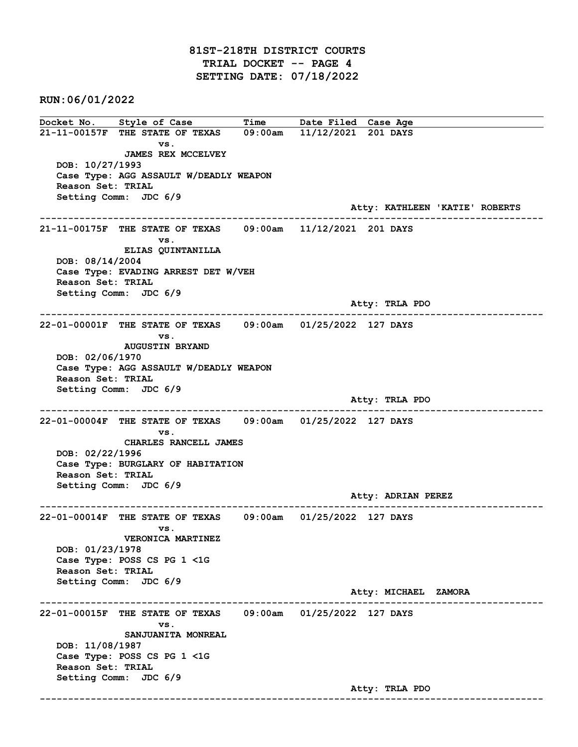# 81ST-218TH DISTRICT COURTS
## TRIAL DOCKET -- PAGE 4
## SETTING DATE: 07/18/2022

**RUN:06/01/2022**

| Docket No. | Style of Case | Time | Date Filed | Case Age |
|---|---|---|---|---|

---

**21-11-00157F** THE STATE OF TEXAS vs. JAMES REX MCCELVEY — 09:00am — 11/12/2021 — 201 DAYS

DOB: 10/27/1993
Case Type: AGG ASSAULT W/DEADLY WEAPON
Reason Set: TRIAL
Setting Comm: JDC 6/9
Atty: KATHLEEN 'KATIE' ROBERTS

---

**21-11-00175F** THE STATE OF TEXAS vs. ELIAS QUINTANILLA — 09:00am — 11/12/2021 — 201 DAYS

DOB: 08/14/2004
Case Type: EVADING ARREST DET W/VEH
Reason Set: TRIAL
Setting Comm: JDC 6/9
Atty: TRLA PDO

---

**22-01-00001F** THE STATE OF TEXAS vs. AUGUSTIN BRYAND — 09:00am — 01/25/2022 — 127 DAYS

DOB: 02/06/1970
Case Type: AGG ASSAULT W/DEADLY WEAPON
Reason Set: TRIAL
Setting Comm: JDC 6/9
Atty: TRLA PDO

---

**22-01-00004F** THE STATE OF TEXAS vs. CHARLES RANCELL JAMES — 09:00am — 01/25/2022 — 127 DAYS

DOB: 02/22/1996
Case Type: BURGLARY OF HABITATION
Reason Set: TRIAL
Setting Comm: JDC 6/9
Atty: ADRIAN PEREZ

---

**22-01-00014F** THE STATE OF TEXAS vs. VERONICA MARTINEZ — 09:00am — 01/25/2022 — 127 DAYS

DOB: 01/23/1978
Case Type: POSS CS PG 1 <1G
Reason Set: TRIAL
Setting Comm: JDC 6/9
Atty: MICHAEL ZAMORA

---

**22-01-00015F** THE STATE OF TEXAS vs. SANJUANITA MONREAL — 09:00am — 01/25/2022 — 127 DAYS

DOB: 11/08/1987
Case Type: POSS CS PG 1 <1G
Reason Set: TRIAL
Setting Comm: JDC 6/9
Atty: TRLA PDO

---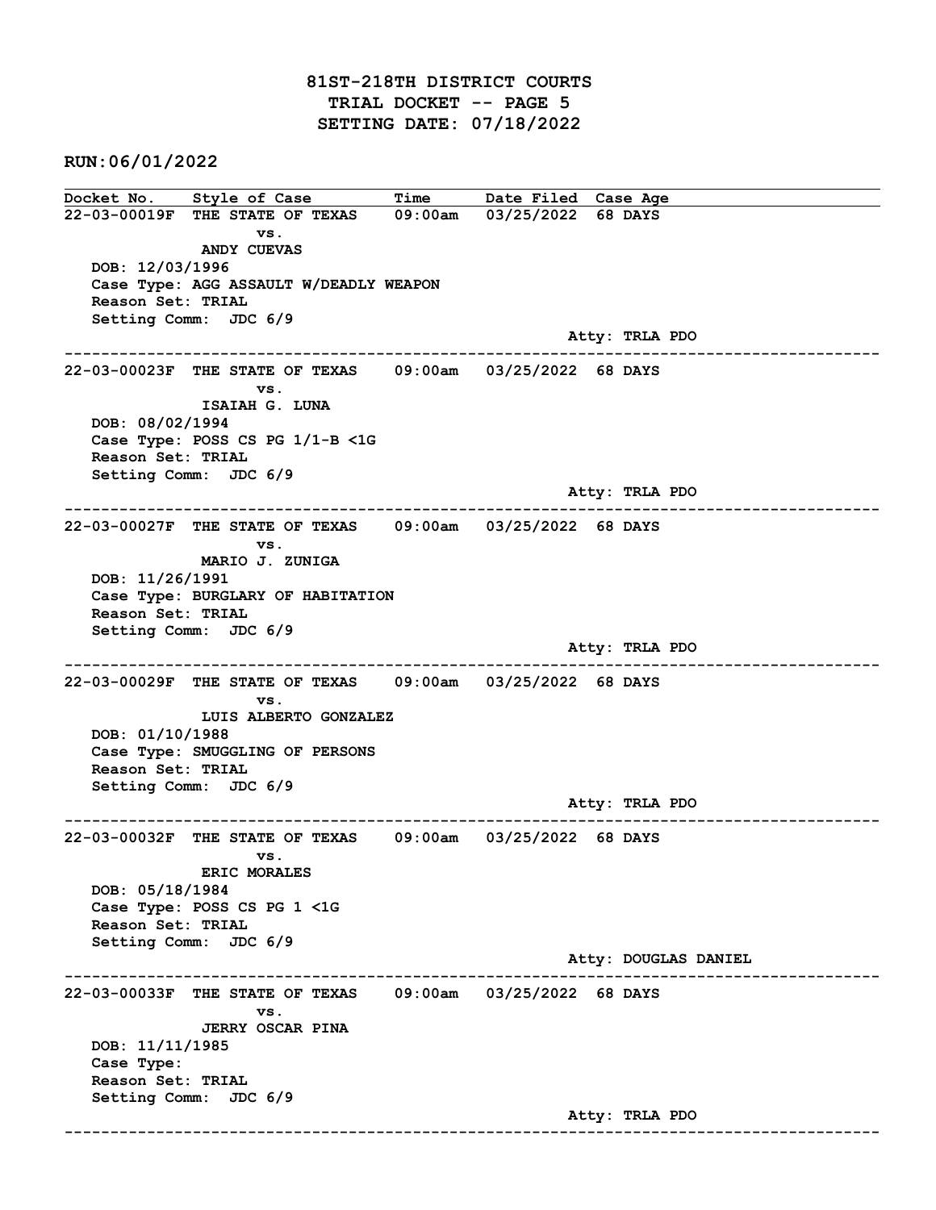# 81ST-218TH DISTRICT COURTS
## TRIAL DOCKET -- PAGE 5
## SETTING DATE: 07/18/2022

**RUN:06/01/2022**

| Docket No. | Style of Case | Time | Date Filed | Case Age |
|---|---|---|---|---|

**22-03-00019F** THE STATE OF TEXAS 09:00am 03/25/2022 68 DAYS
vs.
ANDY CUEVAS
DOB: 12/03/1996
Case Type: AGG ASSAULT W/DEADLY WEAPON
Reason Set: TRIAL
Setting Comm: JDC 6/9
Atty: TRLA PDO

---

**22-03-00023F** THE STATE OF TEXAS 09:00am 03/25/2022 68 DAYS
vs.
ISAIAH G. LUNA
DOB: 08/02/1994
Case Type: POSS CS PG 1/1-B <1G
Reason Set: TRIAL
Setting Comm: JDC 6/9
Atty: TRLA PDO

---

**22-03-00027F** THE STATE OF TEXAS 09:00am 03/25/2022 68 DAYS
vs.
MARIO J. ZUNIGA
DOB: 11/26/1991
Case Type: BURGLARY OF HABITATION
Reason Set: TRIAL
Setting Comm: JDC 6/9
Atty: TRLA PDO

---

**22-03-00029F** THE STATE OF TEXAS 09:00am 03/25/2022 68 DAYS
vs.
LUIS ALBERTO GONZALEZ
DOB: 01/10/1988
Case Type: SMUGGLING OF PERSONS
Reason Set: TRIAL
Setting Comm: JDC 6/9
Atty: TRLA PDO

---

**22-03-00032F** THE STATE OF TEXAS 09:00am 03/25/2022 68 DAYS
vs.
ERIC MORALES
DOB: 05/18/1984
Case Type: POSS CS PG 1 <1G
Reason Set: TRIAL
Setting Comm: JDC 6/9
Atty: DOUGLAS DANIEL

---

**22-03-00033F** THE STATE OF TEXAS 09:00am 03/25/2022 68 DAYS
vs.
JERRY OSCAR PINA
DOB: 11/11/1985
Case Type:
Reason Set: TRIAL
Setting Comm: JDC 6/9
Atty: TRLA PDO

---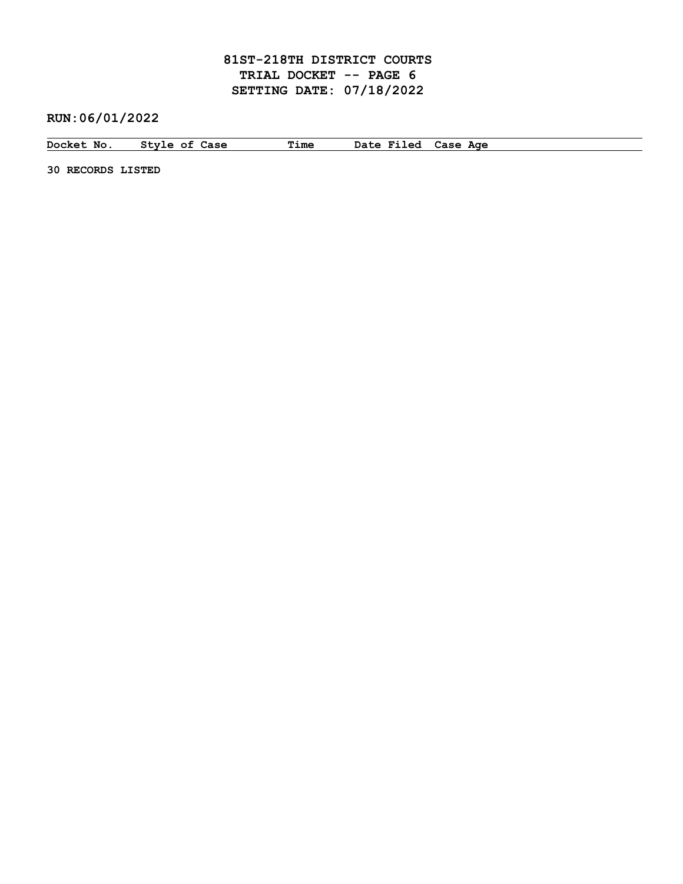**81ST-218TH DISTRICT COURTS**
**TRIAL DOCKET -- PAGE 6**
**SETTING DATE: 07/18/2022**

**RUN:06/01/2022**

| Docket No. | Style of Case | Time | Date Filed | Case Age |
|---|---|---|---|---|

**30 RECORDS LISTED**